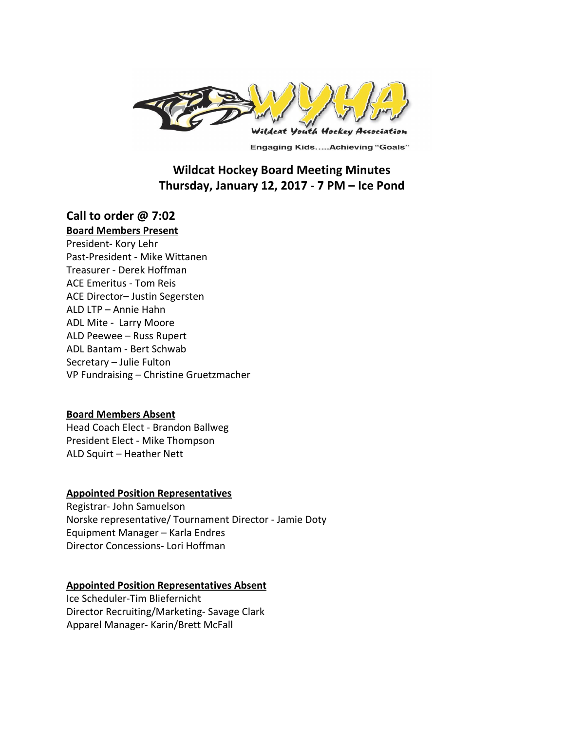# Wildcat Hockey Board Meeting Minutes
# Thursday, January 12, 2017 - 7 PM – Ice Pond

## Call to order @ 7:02

**Board Members Present**

President- Kory Lehr
Past-President - Mike Wittanen
Treasurer - Derek Hoffman
ACE Emeritus - Tom Reis
ACE Director– Justin Segersten
ALD LTP – Annie Hahn
ADL Mite - Larry Moore
ALD Peewee – Russ Rupert
ADL Bantam - Bert Schwab
Secretary – Julie Fulton
VP Fundraising – Christine Gruetzmacher

**Board Members Absent**

Head Coach Elect - Brandon Ballweg
President Elect - Mike Thompson
ALD Squirt – Heather Nett

**Appointed Position Representatives**

Registrar- John Samuelson
Norske representative/ Tournament Director - Jamie Doty
Equipment Manager – Karla Endres
Director Concessions- Lori Hoffman

**Appointed Position Representatives Absent**

Ice Scheduler-Tim Bliefernicht
Director Recruiting/Marketing- Savage Clark
Apparel Manager- Karin/Brett McFall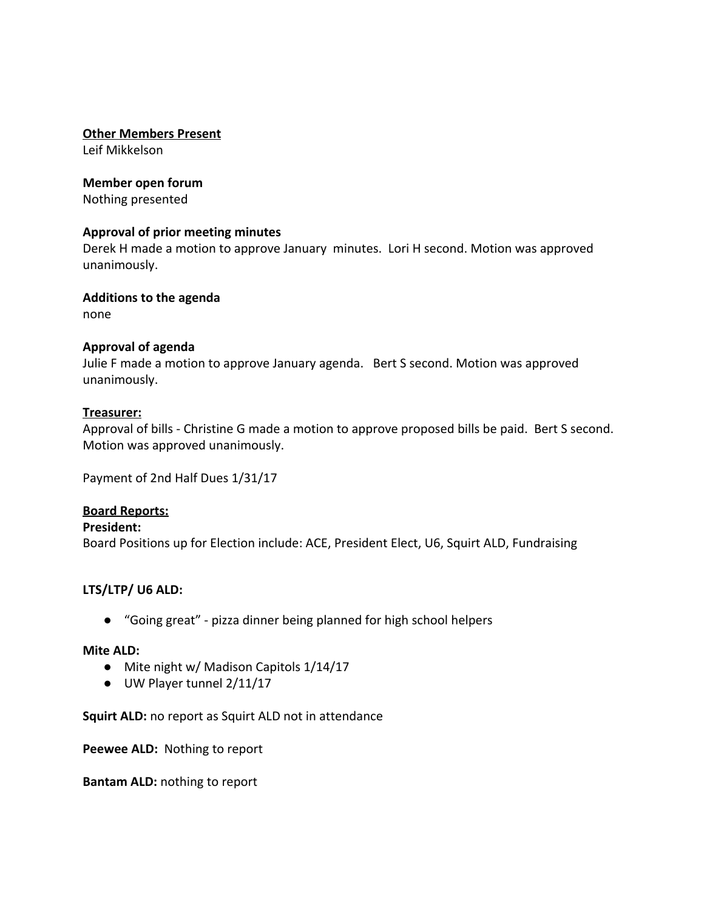**Other Members Present**

Leif Mikkelson

**Member open forum**

Nothing presented

**Approval of prior meeting minutes**

Derek H made a motion to approve January minutes. Lori H second. Motion was approved unanimously.

**Additions to the agenda**

none

**Approval of agenda**

Julie F made a motion to approve January agenda. Bert S second. Motion was approved unanimously.

**Treasurer:**

Approval of bills - Christine G made a motion to approve proposed bills be paid. Bert S second. Motion was approved unanimously.

Payment of 2nd Half Dues 1/31/17

**Board Reports:**

**President:**

Board Positions up for Election include: ACE, President Elect, U6, Squirt ALD, Fundraising

**LTS/LTP/ U6 ALD:**

- "Going great" - pizza dinner being planned for high school helpers

**Mite ALD:**

- Mite night w/ Madison Capitols 1/14/17
- UW Player tunnel 2/11/17

**Squirt ALD:** no report as Squirt ALD not in attendance

**Peewee ALD:** Nothing to report

**Bantam ALD:** nothing to report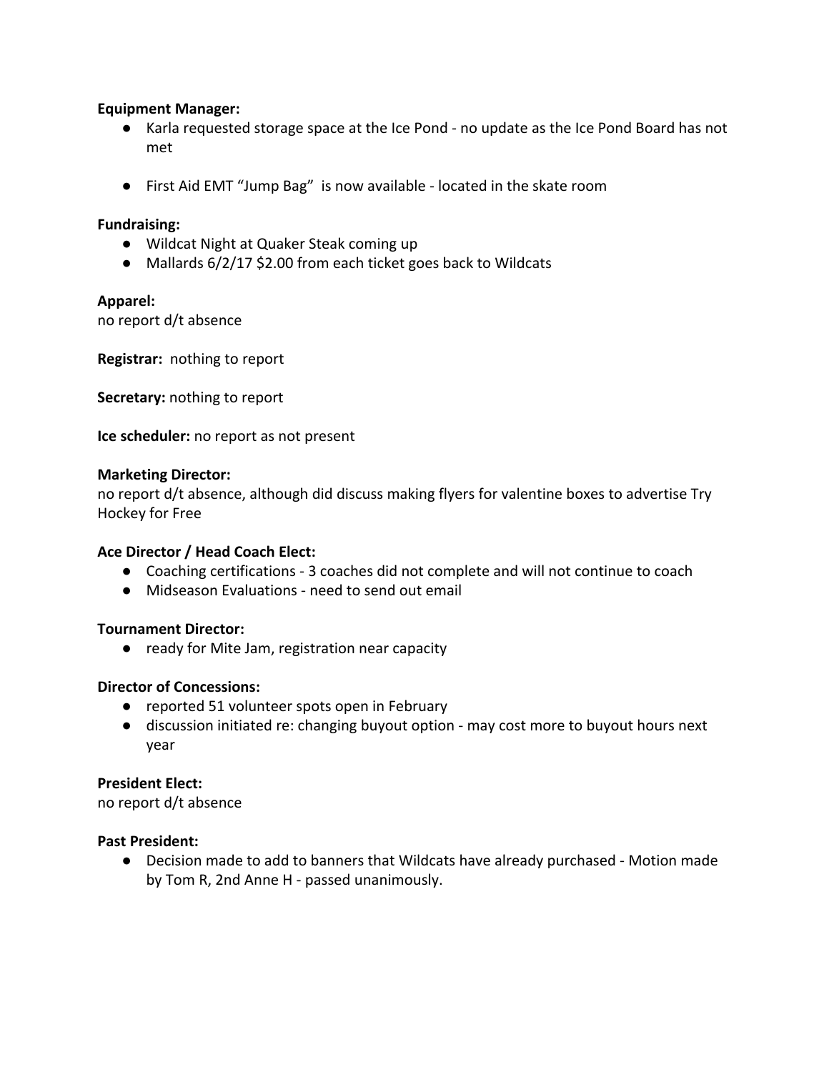**Equipment Manager:**

- Karla requested storage space at the Ice Pond - no update as the Ice Pond Board has not met
- First Aid EMT "Jump Bag" is now available - located in the skate room

**Fundraising:**

- Wildcat Night at Quaker Steak coming up
- Mallards 6/2/17 $2.00 from each ticket goes back to Wildcats

**Apparel:**
no report d/t absence

**Registrar:** nothing to report

**Secretary:** nothing to report

**Ice scheduler:** no report as not present

**Marketing Director:**
no report d/t absence, although did discuss making flyers for valentine boxes to advertise Try Hockey for Free

**Ace Director / Head Coach Elect:**

- Coaching certifications - 3 coaches did not complete and will not continue to coach
- Midseason Evaluations - need to send out email

**Tournament Director:**

- ready for Mite Jam, registration near capacity

**Director of Concessions:**

- reported 51 volunteer spots open in February
- discussion initiated re: changing buyout option - may cost more to buyout hours next year

**President Elect:**
no report d/t absence

**Past President:**

- Decision made to add to banners that Wildcats have already purchased - Motion made by Tom R, 2nd Anne H - passed unanimously.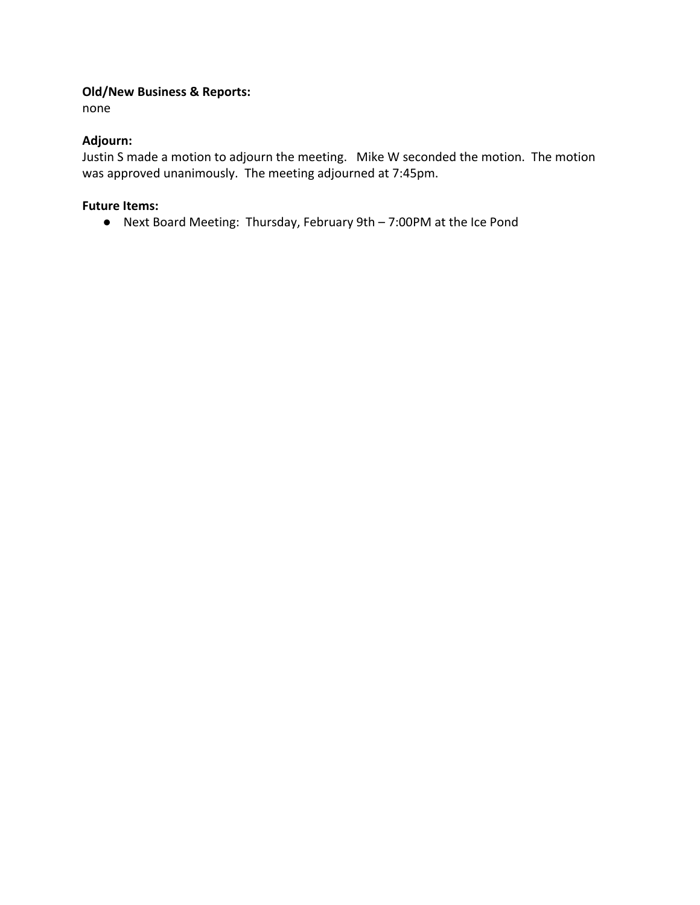**Old/New Business & Reports:**
none

**Adjourn:**
Justin S made a motion to adjourn the meeting.   Mike W seconded the motion.  The motion was approved unanimously.  The meeting adjourned at 7:45pm.

**Future Items:**

- Next Board Meeting:  Thursday, February 9th – 7:00PM at the Ice Pond